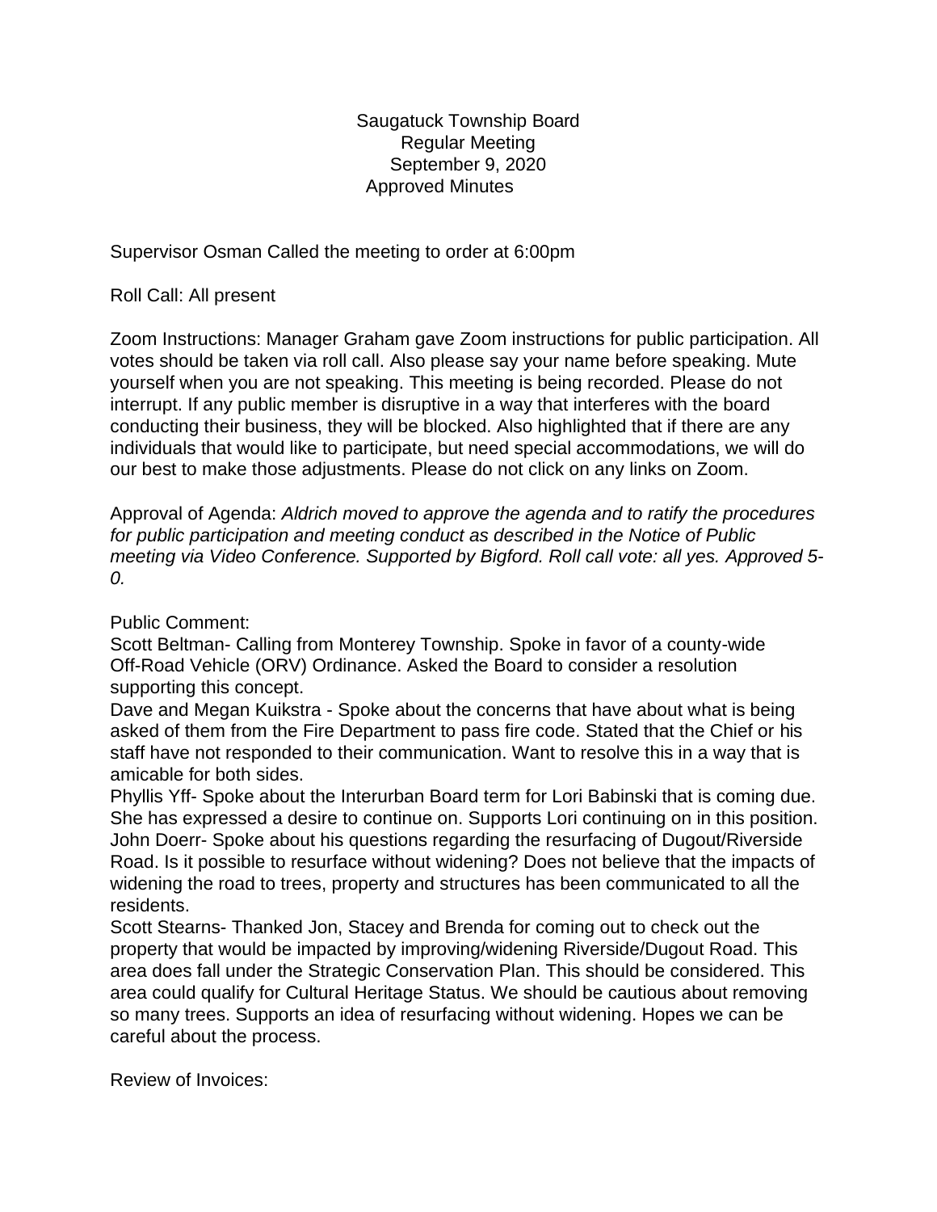# Saugatuck Township Board
## Regular Meeting
## September 9, 2020
## Approved Minutes

Supervisor Osman Called the meeting to order at 6:00pm

Roll Call: All present

Zoom Instructions: Manager Graham gave Zoom instructions for public participation. All votes should be taken via roll call. Also please say your name before speaking. Mute yourself when you are not speaking. This meeting is being recorded. Please do not interrupt. If any public member is disruptive in a way that interferes with the board conducting their business, they will be blocked. Also highlighted that if there are any individuals that would like to participate, but need special accommodations, we will do our best to make those adjustments. Please do not click on any links on Zoom.

Approval of Agenda: *Aldrich moved to approve the agenda and to ratify the procedures for public participation and meeting conduct as described in the Notice of Public meeting via Video Conference. Supported by Bigford. Roll call vote: all yes. Approved 5-0.*

Public Comment:
Scott Beltman- Calling from Monterey Township. Spoke in favor of a county-wide Off-Road Vehicle (ORV) Ordinance. Asked the Board to consider a resolution supporting this concept.
Dave and Megan Kuikstra - Spoke about the concerns that have about what is being asked of them from the Fire Department to pass fire code. Stated that the Chief or his staff have not responded to their communication. Want to resolve this in a way that is amicable for both sides.
Phyllis Yff- Spoke about the Interurban Board term for Lori Babinski that is coming due. She has expressed a desire to continue on. Supports Lori continuing on in this position.
John Doerr- Spoke about his questions regarding the resurfacing of Dugout/Riverside Road. Is it possible to resurface without widening? Does not believe that the impacts of widening the road to trees, property and structures has been communicated to all the residents.
Scott Stearns- Thanked Jon, Stacey and Brenda for coming out to check out the property that would be impacted by improving/widening Riverside/Dugout Road. This area does fall under the Strategic Conservation Plan. This should be considered. This area could qualify for Cultural Heritage Status. We should be cautious about removing so many trees. Supports an idea of resurfacing without widening. Hopes we can be careful about the process.

Review of Invoices: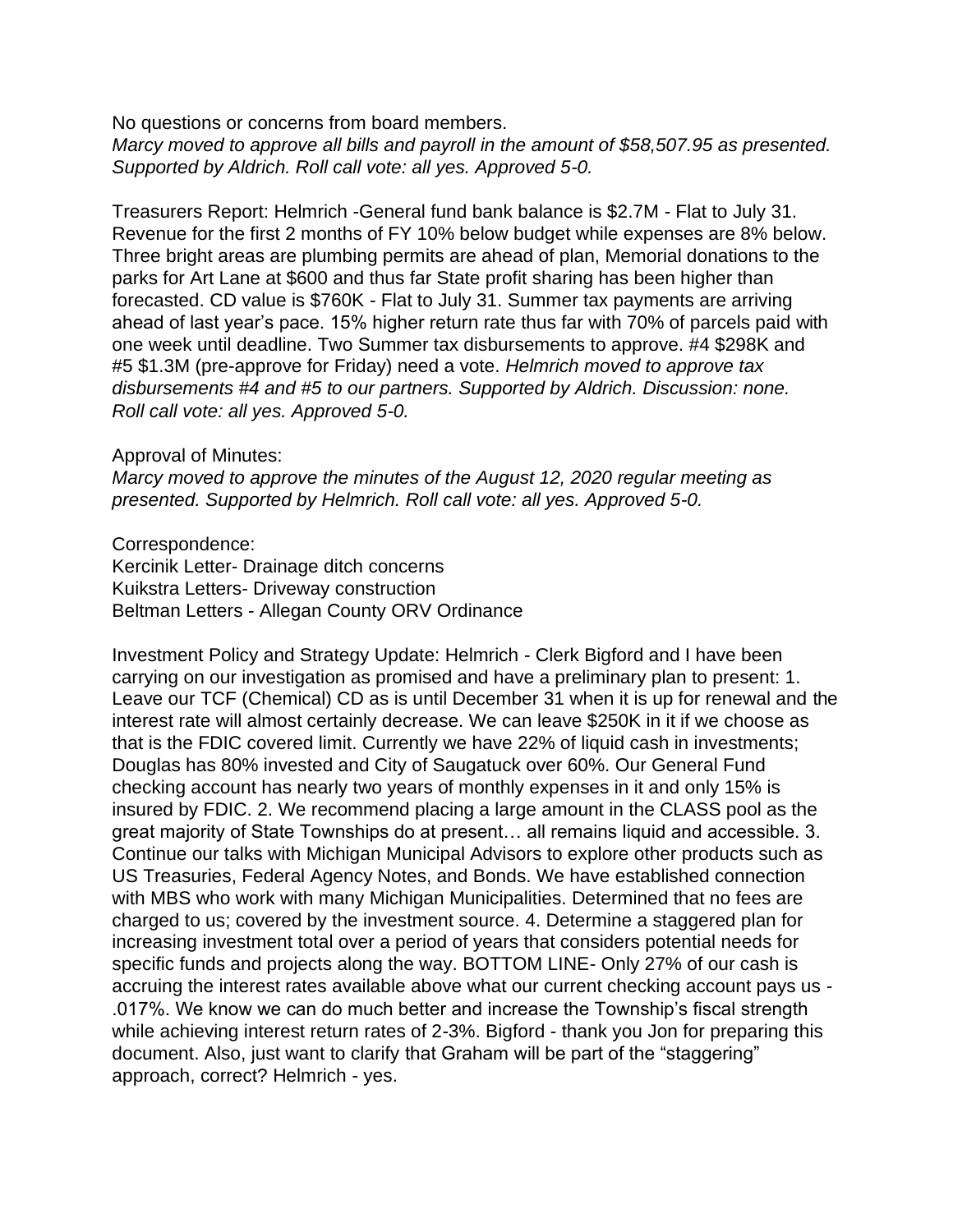No questions or concerns from board members.
*Marcy moved to approve all bills and payroll in the amount of $58,507.95 as presented. Supported by Aldrich. Roll call vote: all yes. Approved 5-0.*

Treasurers Report: Helmrich -General fund bank balance is $2.7M - Flat to July 31. Revenue for the first 2 months of FY 10% below budget while expenses are 8% below. Three bright areas are plumbing permits are ahead of plan, Memorial donations to the parks for Art Lane at $600 and thus far State profit sharing has been higher than forecasted. CD value is $760K - Flat to July 31. Summer tax payments are arriving ahead of last year's pace. 15% higher return rate thus far with 70% of parcels paid with one week until deadline. Two Summer tax disbursements to approve. #4 $298K and #5 $1.3M (pre-approve for Friday) need a vote. *Helmrich moved to approve tax disbursements #4 and #5 to our partners. Supported by Aldrich. Discussion: none. Roll call vote: all yes. Approved 5-0.*

Approval of Minutes:
*Marcy moved to approve the minutes of the August 12, 2020 regular meeting as presented. Supported by Helmrich. Roll call vote: all yes. Approved 5-0.*

Correspondence:
Kercinik Letter- Drainage ditch concerns
Kuikstra Letters- Driveway construction
Beltman Letters - Allegan County ORV Ordinance

Investment Policy and Strategy Update: Helmrich - Clerk Bigford and I have been carrying on our investigation as promised and have a preliminary plan to present: 1. Leave our TCF (Chemical) CD as is until December 31 when it is up for renewal and the interest rate will almost certainly decrease. We can leave $250K in it if we choose as that is the FDIC covered limit. Currently we have 22% of liquid cash in investments; Douglas has 80% invested and City of Saugatuck over 60%. Our General Fund checking account has nearly two years of monthly expenses in it and only 15% is insured by FDIC. 2. We recommend placing a large amount in the CLASS pool as the great majority of State Townships do at present… all remains liquid and accessible. 3. Continue our talks with Michigan Municipal Advisors to explore other products such as US Treasuries, Federal Agency Notes, and Bonds. We have established connection with MBS who work with many Michigan Municipalities. Determined that no fees are charged to us; covered by the investment source. 4. Determine a staggered plan for increasing investment total over a period of years that considers potential needs for specific funds and projects along the way. BOTTOM LINE- Only 27% of our cash is accruing the interest rates available above what our current checking account pays us - .017%. We know we can do much better and increase the Township's fiscal strength while achieving interest return rates of 2-3%. Bigford - thank you Jon for preparing this document. Also, just want to clarify that Graham will be part of the "staggering" approach, correct? Helmrich - yes.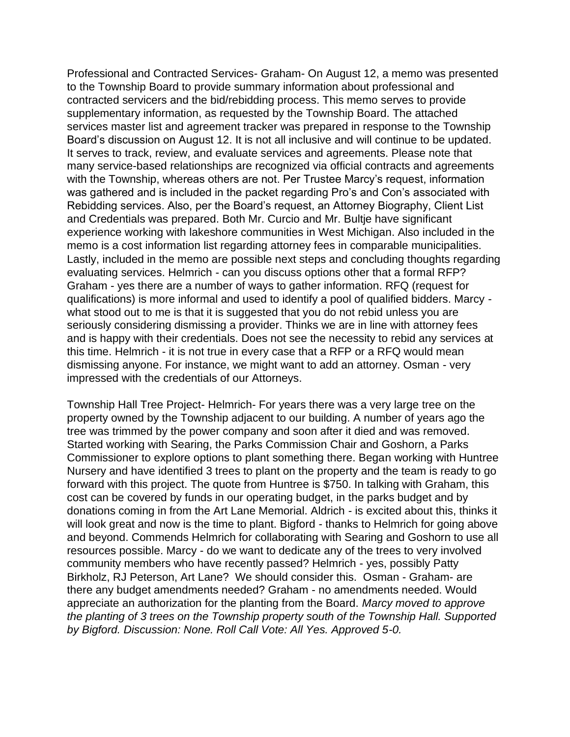Professional and Contracted Services- Graham- On August 12, a memo was presented to the Township Board to provide summary information about professional and contracted servicers and the bid/rebidding process. This memo serves to provide supplementary information, as requested by the Township Board. The attached services master list and agreement tracker was prepared in response to the Township Board's discussion on August 12. It is not all inclusive and will continue to be updated. It serves to track, review, and evaluate services and agreements. Please note that many service-based relationships are recognized via official contracts and agreements with the Township, whereas others are not. Per Trustee Marcy's request, information was gathered and is included in the packet regarding Pro's and Con's associated with Rebidding services. Also, per the Board's request, an Attorney Biography, Client List and Credentials was prepared. Both Mr. Curcio and Mr. Bultje have significant experience working with lakeshore communities in West Michigan. Also included in the memo is a cost information list regarding attorney fees in comparable municipalities. Lastly, included in the memo are possible next steps and concluding thoughts regarding evaluating services. Helmrich - can you discuss options other that a formal RFP? Graham - yes there are a number of ways to gather information. RFQ (request for qualifications) is more informal and used to identify a pool of qualified bidders. Marcy - what stood out to me is that it is suggested that you do not rebid unless you are seriously considering dismissing a provider. Thinks we are in line with attorney fees and is happy with their credentials. Does not see the necessity to rebid any services at this time. Helmrich - it is not true in every case that a RFP or a RFQ would mean dismissing anyone. For instance, we might want to add an attorney. Osman - very impressed with the credentials of our Attorneys.

Township Hall Tree Project- Helmrich- For years there was a very large tree on the property owned by the Township adjacent to our building. A number of years ago the tree was trimmed by the power company and soon after it died and was removed. Started working with Searing, the Parks Commission Chair and Goshorn, a Parks Commissioner to explore options to plant something there. Began working with Huntree Nursery and have identified 3 trees to plant on the property and the team is ready to go forward with this project. The quote from Huntree is $750. In talking with Graham, this cost can be covered by funds in our operating budget, in the parks budget and by donations coming in from the Art Lane Memorial. Aldrich - is excited about this, thinks it will look great and now is the time to plant. Bigford - thanks to Helmrich for going above and beyond. Commends Helmrich for collaborating with Searing and Goshorn to use all resources possible. Marcy - do we want to dedicate any of the trees to very involved community members who have recently passed? Helmrich - yes, possibly Patty Birkholz, RJ Peterson, Art Lane? We should consider this. Osman - Graham- are there any budget amendments needed? Graham - no amendments needed. Would appreciate an authorization for the planting from the Board. *Marcy moved to approve the planting of 3 trees on the Township property south of the Township Hall. Supported by Bigford. Discussion: None. Roll Call Vote: All Yes. Approved 5-0.*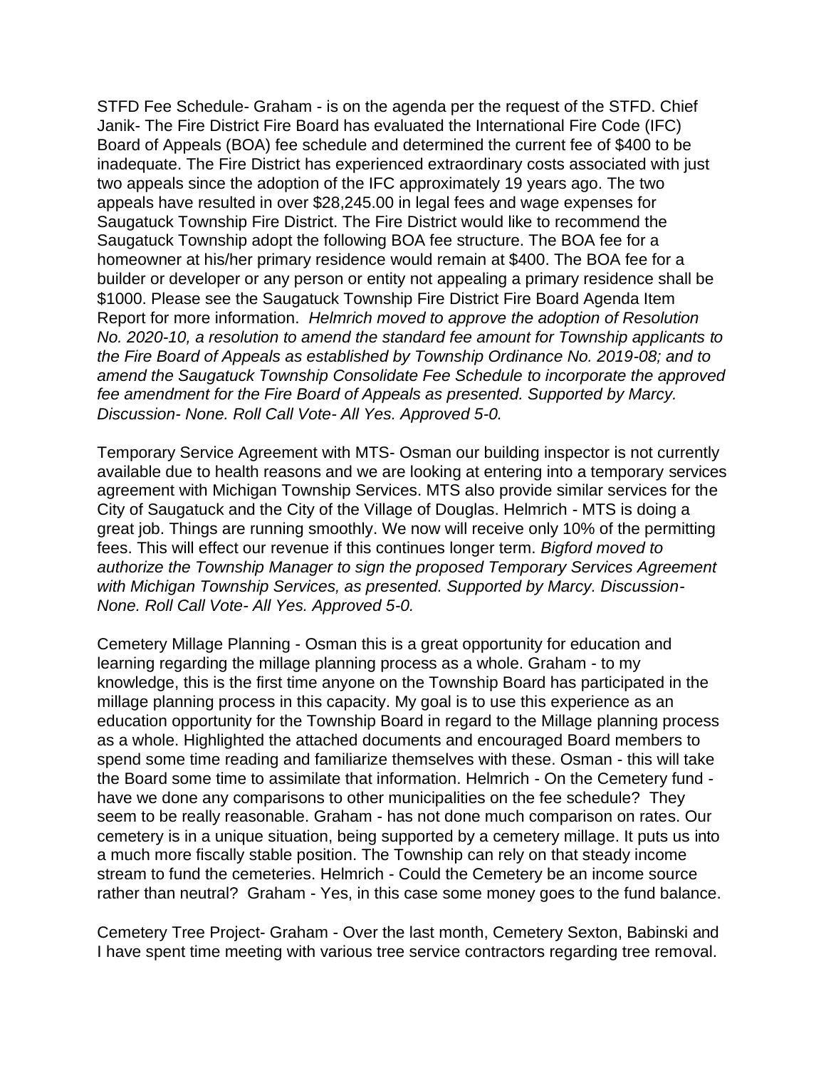STFD Fee Schedule- Graham - is on the agenda per the request of the STFD. Chief Janik- The Fire District Fire Board has evaluated the International Fire Code (IFC) Board of Appeals (BOA) fee schedule and determined the current fee of $400 to be inadequate. The Fire District has experienced extraordinary costs associated with just two appeals since the adoption of the IFC approximately 19 years ago. The two appeals have resulted in over $28,245.00 in legal fees and wage expenses for Saugatuck Township Fire District. The Fire District would like to recommend the Saugatuck Township adopt the following BOA fee structure. The BOA fee for a homeowner at his/her primary residence would remain at $400. The BOA fee for a builder or developer or any person or entity not appealing a primary residence shall be $1000. Please see the Saugatuck Township Fire District Fire Board Agenda Item Report for more information. *Helmrich moved to approve the adoption of Resolution No. 2020-10, a resolution to amend the standard fee amount for Township applicants to the Fire Board of Appeals as established by Township Ordinance No. 2019-08; and to amend the Saugatuck Township Consolidate Fee Schedule to incorporate the approved fee amendment for the Fire Board of Appeals as presented. Supported by Marcy. Discussion- None. Roll Call Vote- All Yes. Approved 5-0.*

Temporary Service Agreement with MTS- Osman our building inspector is not currently available due to health reasons and we are looking at entering into a temporary services agreement with Michigan Township Services. MTS also provide similar services for the City of Saugatuck and the City of the Village of Douglas. Helmrich - MTS is doing a great job. Things are running smoothly. We now will receive only 10% of the permitting fees. This will effect our revenue if this continues longer term. *Bigford moved to authorize the Township Manager to sign the proposed Temporary Services Agreement with Michigan Township Services, as presented. Supported by Marcy. Discussion- None. Roll Call Vote- All Yes. Approved 5-0.*

Cemetery Millage Planning - Osman this is a great opportunity for education and learning regarding the millage planning process as a whole. Graham - to my knowledge, this is the first time anyone on the Township Board has participated in the millage planning process in this capacity. My goal is to use this experience as an education opportunity for the Township Board in regard to the Millage planning process as a whole. Highlighted the attached documents and encouraged Board members to spend some time reading and familiarize themselves with these. Osman - this will take the Board some time to assimilate that information. Helmrich - On the Cemetery fund - have we done any comparisons to other municipalities on the fee schedule? They seem to be really reasonable. Graham - has not done much comparison on rates. Our cemetery is in a unique situation, being supported by a cemetery millage. It puts us into a much more fiscally stable position. The Township can rely on that steady income stream to fund the cemeteries. Helmrich - Could the Cemetery be an income source rather than neutral? Graham - Yes, in this case some money goes to the fund balance.

Cemetery Tree Project- Graham - Over the last month, Cemetery Sexton, Babinski and I have spent time meeting with various tree service contractors regarding tree removal.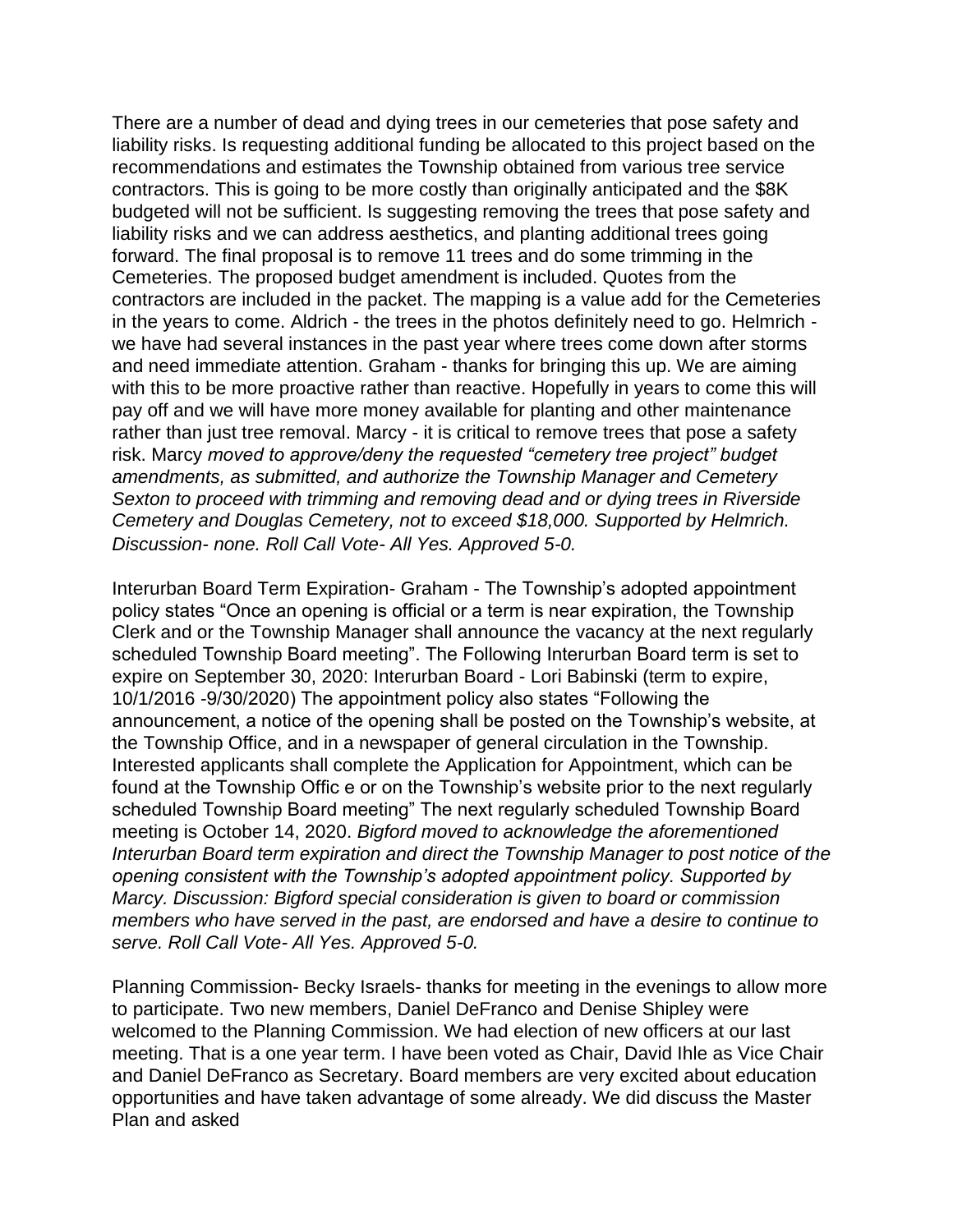There are a number of dead and dying trees in our cemeteries that pose safety and liability risks. Is requesting additional funding be allocated to this project based on the recommendations and estimates the Township obtained from various tree service contractors. This is going to be more costly than originally anticipated and the $8K budgeted will not be sufficient. Is suggesting removing the trees that pose safety and liability risks and we can address aesthetics, and planting additional trees going forward. The final proposal is to remove 11 trees and do some trimming in the Cemeteries. The proposed budget amendment is included. Quotes from the contractors are included in the packet. The mapping is a value add for the Cemeteries in the years to come. Aldrich - the trees in the photos definitely need to go. Helmrich - we have had several instances in the past year where trees come down after storms and need immediate attention. Graham - thanks for bringing this up. We are aiming with this to be more proactive rather than reactive. Hopefully in years to come this will pay off and we will have more money available for planting and other maintenance rather than just tree removal. Marcy - it is critical to remove trees that pose a safety risk. Marcy *moved to approve/deny the requested "cemetery tree project" budget amendments, as submitted, and authorize the Township Manager and Cemetery Sexton to proceed with trimming and removing dead and or dying trees in Riverside Cemetery and Douglas Cemetery, not to exceed $18,000. Supported by Helmrich. Discussion- none. Roll Call Vote- All Yes. Approved 5-0.*

Interurban Board Term Expiration- Graham - The Township's adopted appointment policy states "Once an opening is official or a term is near expiration, the Township Clerk and or the Township Manager shall announce the vacancy at the next regularly scheduled Township Board meeting". The Following Interurban Board term is set to expire on September 30, 2020: Interurban Board - Lori Babinski (term to expire, 10/1/2016 -9/30/2020) The appointment policy also states "Following the announcement, a notice of the opening shall be posted on the Township's website, at the Township Office, and in a newspaper of general circulation in the Township. Interested applicants shall complete the Application for Appointment, which can be found at the Township Offic e or on the Township's website prior to the next regularly scheduled Township Board meeting" The next regularly scheduled Township Board meeting is October 14, 2020. *Bigford moved to acknowledge the aforementioned Interurban Board term expiration and direct the Township Manager to post notice of the opening consistent with the Township's adopted appointment policy. Supported by Marcy. Discussion: Bigford special consideration is given to board or commission members who have served in the past, are endorsed and have a desire to continue to serve. Roll Call Vote- All Yes. Approved 5-0.*

Planning Commission- Becky Israels- thanks for meeting in the evenings to allow more to participate. Two new members, Daniel DeFranco and Denise Shipley were welcomed to the Planning Commission. We had election of new officers at our last meeting. That is a one year term. I have been voted as Chair, David Ihle as Vice Chair and Daniel DeFranco as Secretary. Board members are very excited about education opportunities and have taken advantage of some already. We did discuss the Master Plan and asked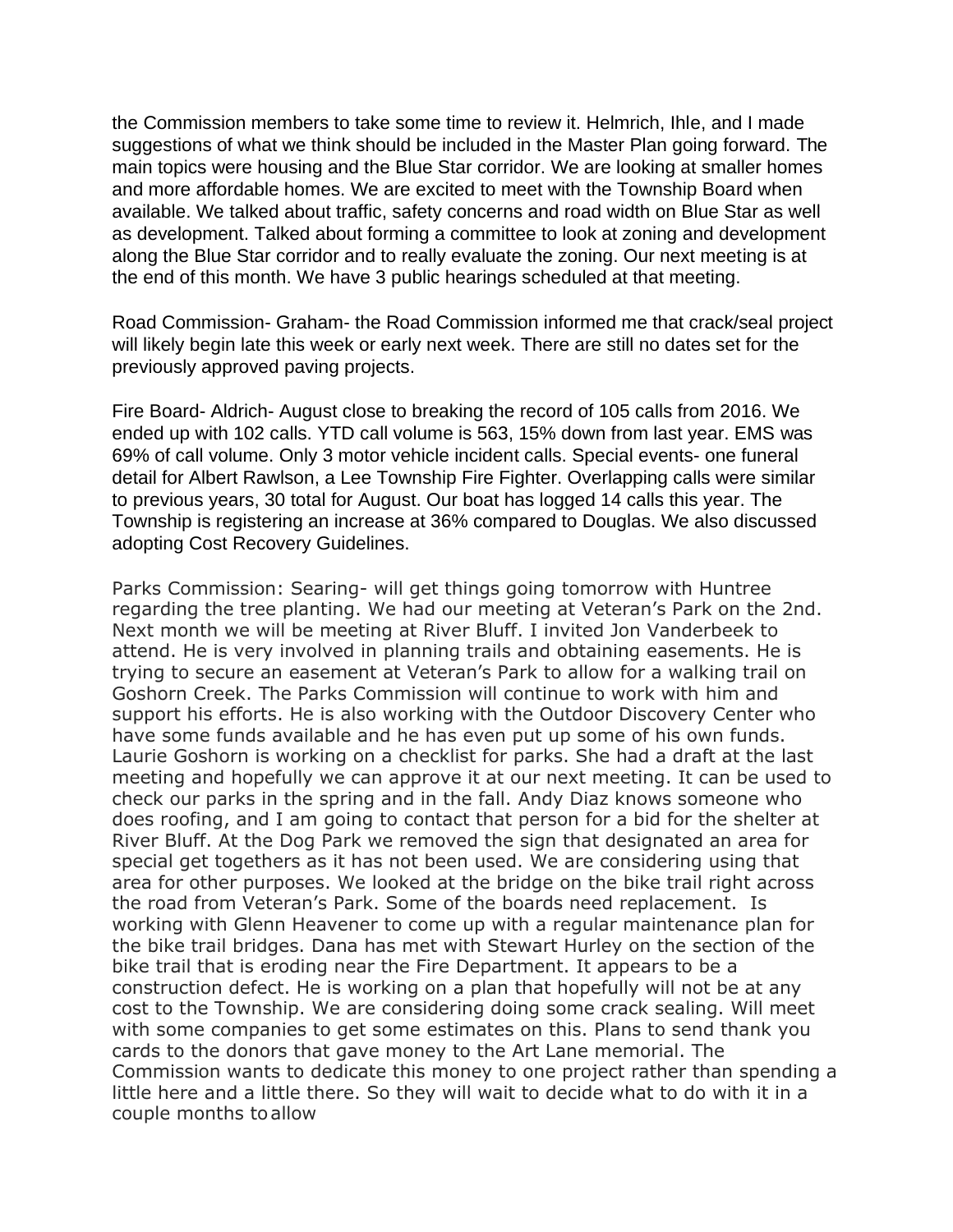the Commission members to take some time to review it. Helmrich, Ihle, and I made suggestions of what we think should be included in the Master Plan going forward. The main topics were housing and the Blue Star corridor. We are looking at smaller homes and more affordable homes. We are excited to meet with the Township Board when available. We talked about traffic, safety concerns and road width on Blue Star as well as development. Talked about forming a committee to look at zoning and development along the Blue Star corridor and to really evaluate the zoning. Our next meeting is at the end of this month. We have 3 public hearings scheduled at that meeting.

Road Commission- Graham- the Road Commission informed me that crack/seal project will likely begin late this week or early next week. There are still no dates set for the previously approved paving projects.

Fire Board- Aldrich- August close to breaking the record of 105 calls from 2016. We ended up with 102 calls. YTD call volume is 563, 15% down from last year. EMS was 69% of call volume. Only 3 motor vehicle incident calls. Special events- one funeral detail for Albert Rawlson, a Lee Township Fire Fighter. Overlapping calls were similar to previous years, 30 total for August. Our boat has logged 14 calls this year. The Township is registering an increase at 36% compared to Douglas. We also discussed adopting Cost Recovery Guidelines.

Parks Commission: Searing- will get things going tomorrow with Huntree regarding the tree planting. We had our meeting at Veteran's Park on the 2nd. Next month we will be meeting at River Bluff. I invited Jon Vanderbeek to attend. He is very involved in planning trails and obtaining easements. He is trying to secure an easement at Veteran's Park to allow for a walking trail on Goshorn Creek. The Parks Commission will continue to work with him and support his efforts. He is also working with the Outdoor Discovery Center who have some funds available and he has even put up some of his own funds. Laurie Goshorn is working on a checklist for parks. She had a draft at the last meeting and hopefully we can approve it at our next meeting. It can be used to check our parks in the spring and in the fall. Andy Diaz knows someone who does roofing, and I am going to contact that person for a bid for the shelter at River Bluff. At the Dog Park we removed the sign that designated an area for special get togethers as it has not been used. We are considering using that area for other purposes. We looked at the bridge on the bike trail right across the road from Veteran's Park. Some of the boards need replacement. Is working with Glenn Heavener to come up with a regular maintenance plan for the bike trail bridges. Dana has met with Stewart Hurley on the section of the bike trail that is eroding near the Fire Department. It appears to be a construction defect. He is working on a plan that hopefully will not be at any cost to the Township. We are considering doing some crack sealing. Will meet with some companies to get some estimates on this. Plans to send thank you cards to the donors that gave money to the Art Lane memorial. The Commission wants to dedicate this money to one project rather than spending a little here and a little there. So they will wait to decide what to do with it in a couple months to allow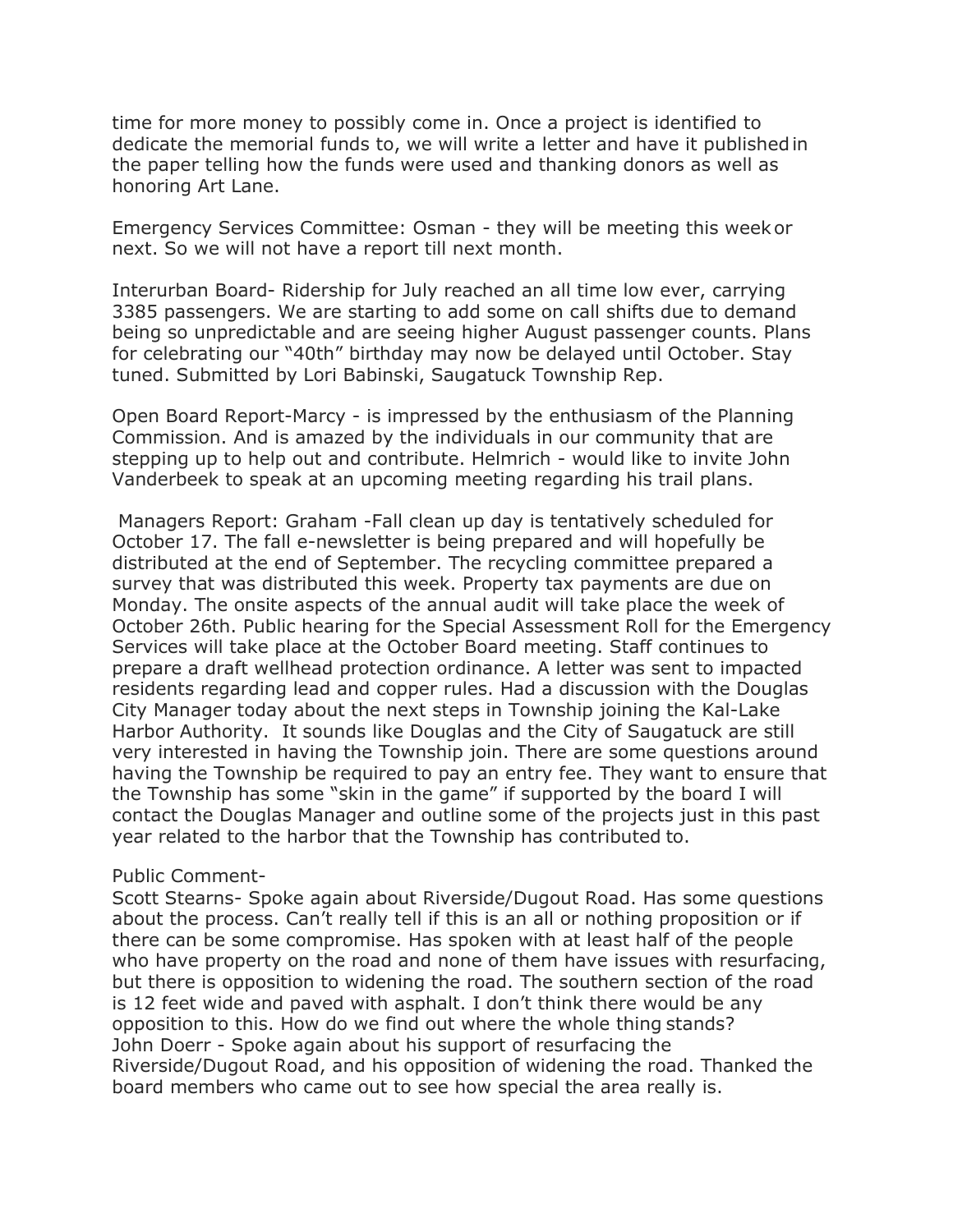time for more money to possibly come in. Once a project is identified to dedicate the memorial funds to, we will write a letter and have it published in the paper telling how the funds were used and thanking donors as well as honoring Art Lane.

Emergency Services Committee: Osman - they will be meeting this week or next. So we will not have a report till next month.

Interurban Board- Ridership for July reached an all time low ever, carrying 3385 passengers. We are starting to add some on call shifts due to demand being so unpredictable and are seeing higher August passenger counts. Plans for celebrating our "40th" birthday may now be delayed until October. Stay tuned. Submitted by Lori Babinski, Saugatuck Township Rep.

Open Board Report-Marcy - is impressed by the enthusiasm of the Planning Commission. And is amazed by the individuals in our community that are stepping up to help out and contribute. Helmrich - would like to invite John Vanderbeek to speak at an upcoming meeting regarding his trail plans.

Managers Report: Graham -Fall clean up day is tentatively scheduled for October 17. The fall e-newsletter is being prepared and will hopefully be distributed at the end of September. The recycling committee prepared a survey that was distributed this week. Property tax payments are due on Monday. The onsite aspects of the annual audit will take place the week of October 26th. Public hearing for the Special Assessment Roll for the Emergency Services will take place at the October Board meeting. Staff continues to prepare a draft wellhead protection ordinance. A letter was sent to impacted residents regarding lead and copper rules. Had a discussion with the Douglas City Manager today about the next steps in Township joining the Kal-Lake Harbor Authority. It sounds like Douglas and the City of Saugatuck are still very interested in having the Township join. There are some questions around having the Township be required to pay an entry fee. They want to ensure that the Township has some "skin in the game" if supported by the board I will contact the Douglas Manager and outline some of the projects just in this past year related to the harbor that the Township has contributed to.

Public Comment-

Scott Stearns- Spoke again about Riverside/Dugout Road. Has some questions about the process. Can't really tell if this is an all or nothing proposition or if there can be some compromise. Has spoken with at least half of the people who have property on the road and none of them have issues with resurfacing, but there is opposition to widening the road. The southern section of the road is 12 feet wide and paved with asphalt. I don't think there would be any opposition to this. How do we find out where the whole thing stands?

John Doerr - Spoke again about his support of resurfacing the Riverside/Dugout Road, and his opposition of widening the road. Thanked the board members who came out to see how special the area really is.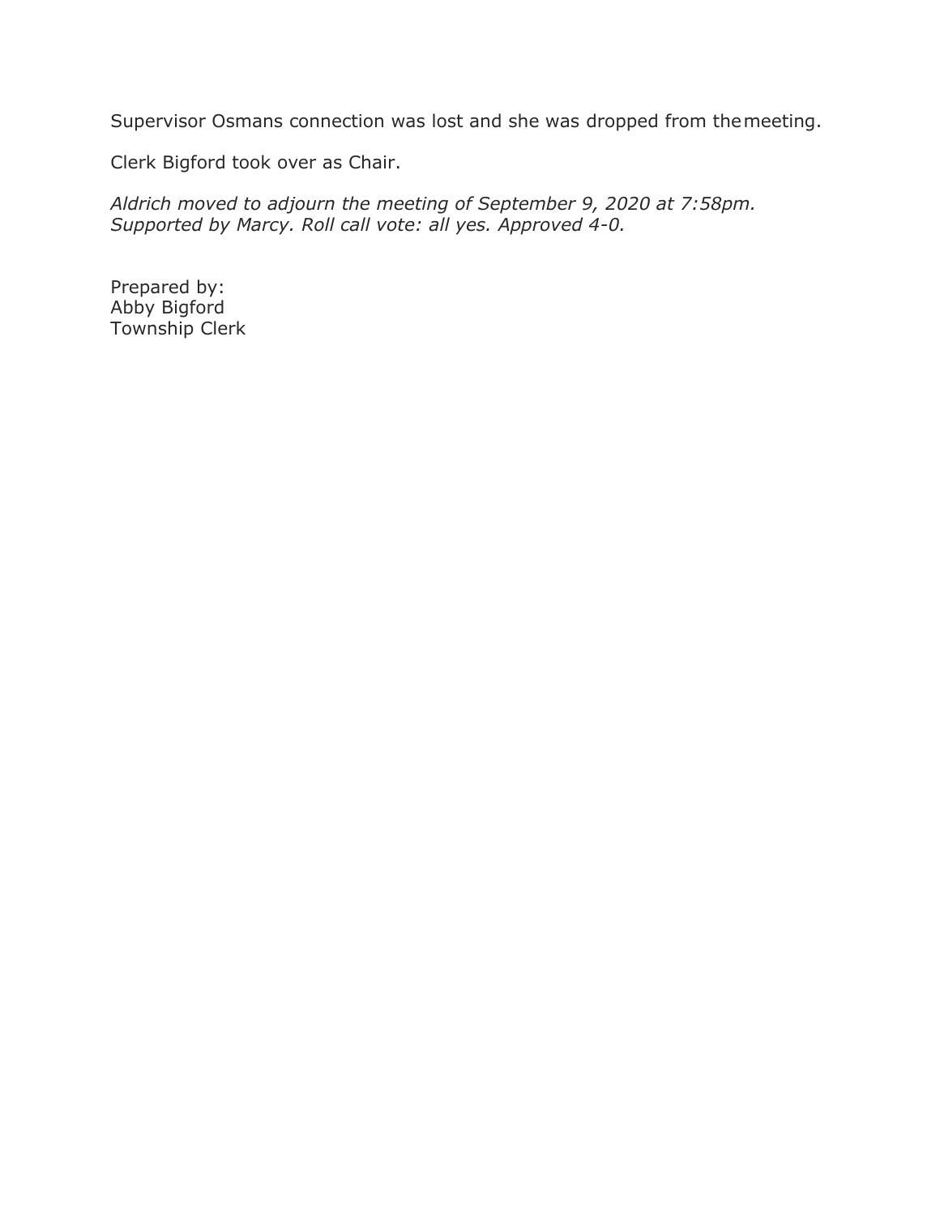Supervisor Osmans connection was lost and she was dropped from the meeting.

Clerk Bigford took over as Chair.

*Aldrich moved to adjourn the meeting of September 9, 2020 at 7:58pm. Supported by Marcy. Roll call vote: all yes. Approved 4-0.*

Prepared by:
Abby Bigford
Township Clerk